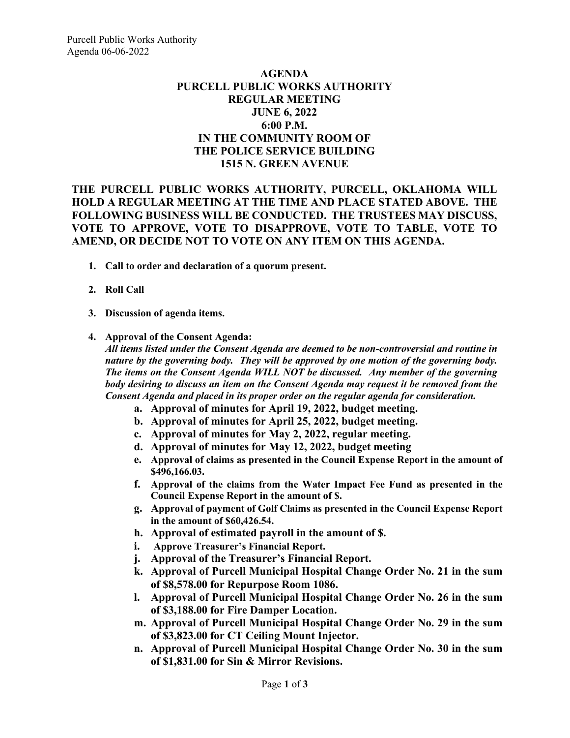# AGENDA
# PURCELL PUBLIC WORKS AUTHORITY
# REGULAR MEETING
# JUNE 6, 2022
# 6:00 P.M.
# IN THE COMMUNITY ROOM OF
# THE POLICE SERVICE BUILDING
# 1515 N. GREEN AVENUE

**THE PURCELL PUBLIC WORKS AUTHORITY, PURCELL, OKLAHOMA WILL HOLD A REGULAR MEETING AT THE TIME AND PLACE STATED ABOVE. THE FOLLOWING BUSINESS WILL BE CONDUCTED. THE TRUSTEES MAY DISCUSS, VOTE TO APPROVE, VOTE TO DISAPPROVE, VOTE TO TABLE, VOTE TO AMEND, OR DECIDE NOT TO VOTE ON ANY ITEM ON THIS AGENDA.**

1. **Call to order and declaration of a quorum present.**
2. **Roll Call**
3. **Discussion of agenda items.**
4. **Approval of the Consent Agenda:**
   ***All items listed under the Consent Agenda are deemed to be non-controversial and routine in nature by the governing body. They will be approved by one motion of the governing body. The items on the Consent Agenda WILL NOT be discussed. Any member of the governing body desiring to discuss an item on the Consent Agenda may request it be removed from the Consent Agenda and placed in its proper order on the regular agenda for consideration.***
   a. **Approval of minutes for April 19, 2022, budget meeting.**
   b. **Approval of minutes for April 25, 2022, budget meeting.**
   c. **Approval of minutes for May 2, 2022, regular meeting.**
   d. **Approval of minutes for May 12, 2022, budget meeting**
   e. **Approval of claims as presented in the Council Expense Report in the amount of $496,166.03.**
   f. **Approval of the claims from the Water Impact Fee Fund as presented in the Council Expense Report in the amount of $.**
   g. **Approval of payment of Golf Claims as presented in the Council Expense Report in the amount of $60,426.54.**
   h. **Approval of estimated payroll in the amount of $.**
   i. **Approve Treasurer's Financial Report.**
   j. **Approval of the Treasurer's Financial Report.**
   k. **Approval of Purcell Municipal Hospital Change Order No. 21 in the sum of $8,578.00 for Repurpose Room 1086.**
   l. **Approval of Purcell Municipal Hospital Change Order No. 26 in the sum of $3,188.00 for Fire Damper Location.**
   m. **Approval of Purcell Municipal Hospital Change Order No. 29 in the sum of $3,823.00 for CT Ceiling Mount Injector.**
   n. **Approval of Purcell Municipal Hospital Change Order No. 30 in the sum of $1,831.00 for Sin & Mirror Revisions.**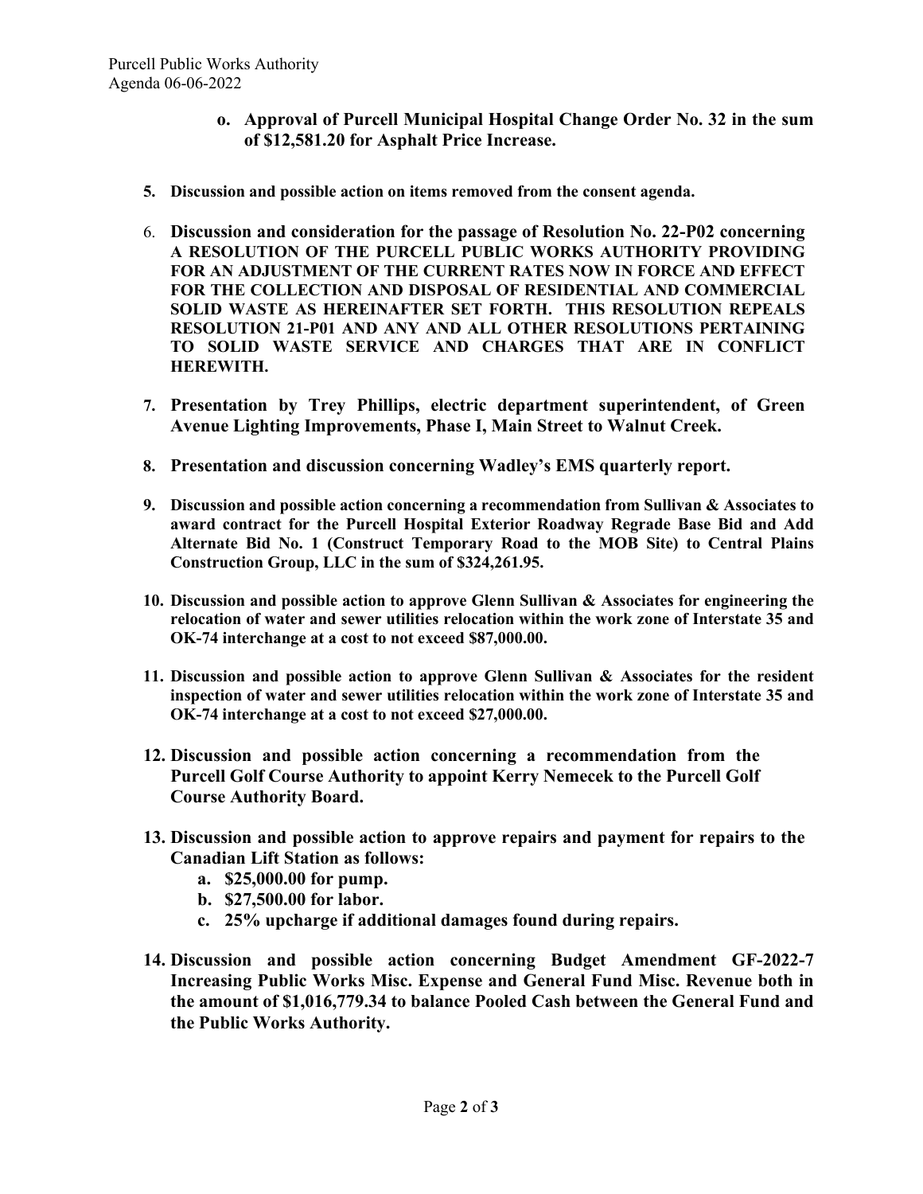**o. Approval of Purcell Municipal Hospital Change Order No. 32 in the sum of $12,581.20 for Asphalt Price Increase.**

5. **Discussion and possible action on items removed from the consent agenda.**

6. **Discussion and consideration for the passage of Resolution No. 22-P02 concerning A RESOLUTION OF THE PURCELL PUBLIC WORKS AUTHORITY PROVIDING FOR AN ADJUSTMENT OF THE CURRENT RATES NOW IN FORCE AND EFFECT FOR THE COLLECTION AND DISPOSAL OF RESIDENTIAL AND COMMERCIAL SOLID WASTE AS HEREINAFTER SET FORTH. THIS RESOLUTION REPEALS RESOLUTION 21-P01 AND ANY AND ALL OTHER RESOLUTIONS PERTAINING TO SOLID WASTE SERVICE AND CHARGES THAT ARE IN CONFLICT HEREWITH.**

7. **Presentation by Trey Phillips, electric department superintendent, of Green Avenue Lighting Improvements, Phase I, Main Street to Walnut Creek.**

8. **Presentation and discussion concerning Wadley's EMS quarterly report.**

9. **Discussion and possible action concerning a recommendation from Sullivan & Associates to award contract for the Purcell Hospital Exterior Roadway Regrade Base Bid and Add Alternate Bid No. 1 (Construct Temporary Road to the MOB Site) to Central Plains Construction Group, LLC in the sum of $324,261.95.**

10. **Discussion and possible action to approve Glenn Sullivan & Associates for engineering the relocation of water and sewer utilities relocation within the work zone of Interstate 35 and OK-74 interchange at a cost to not exceed $87,000.00.**

11. **Discussion and possible action to approve Glenn Sullivan & Associates for the resident inspection of water and sewer utilities relocation within the work zone of Interstate 35 and OK-74 interchange at a cost to not exceed $27,000.00.**

12. **Discussion and possible action concerning a recommendation from the Purcell Golf Course Authority to appoint Kerry Nemecek to the Purcell Golf Course Authority Board.**

13. **Discussion and possible action to approve repairs and payment for repairs to the Canadian Lift Station as follows:**
    a. **$25,000.00 for pump.**
    b. **$27,500.00 for labor.**
    c. **25% upcharge if additional damages found during repairs.**

14. **Discussion and possible action concerning Budget Amendment GF-2022-7 Increasing Public Works Misc. Expense and General Fund Misc. Revenue both in the amount of $1,016,779.34 to balance Pooled Cash between the General Fund and the Public Works Authority.**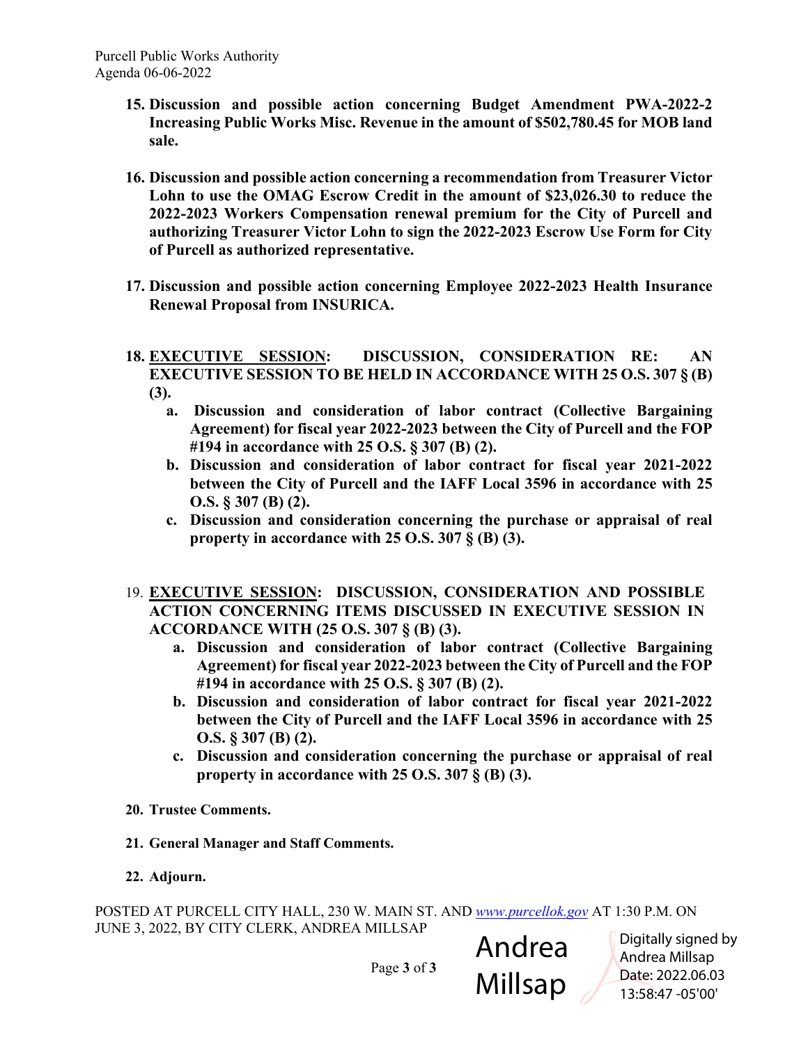15. **Discussion and possible action concerning Budget Amendment PWA-2022-2 Increasing Public Works Misc. Revenue in the amount of $502,780.45 for MOB land sale.**

16. **Discussion and possible action concerning a recommendation from Treasurer Victor Lohn to use the OMAG Escrow Credit in the amount of $23,026.30 to reduce the 2022-2023 Workers Compensation renewal premium for the City of Purcell and authorizing Treasurer Victor Lohn to sign the 2022-2023 Escrow Use Form for City of Purcell as authorized representative.**

17. **Discussion and possible action concerning Employee 2022-2023 Health Insurance Renewal Proposal from INSURICA.**

18. **EXECUTIVE SESSION: DISCUSSION, CONSIDERATION RE: AN EXECUTIVE SESSION TO BE HELD IN ACCORDANCE WITH 25 O.S. 307 § (B) (3).**
    a. **Discussion and consideration of labor contract (Collective Bargaining Agreement) for fiscal year 2022-2023 between the City of Purcell and the FOP #194 in accordance with 25 O.S. § 307 (B) (2).**
    b. **Discussion and consideration of labor contract for fiscal year 2021-2022 between the City of Purcell and the IAFF Local 3596 in accordance with 25 O.S. § 307 (B) (2).**
    c. **Discussion and consideration concerning the purchase or appraisal of real property in accordance with 25 O.S. 307 § (B) (3).**

19. **EXECUTIVE SESSION: DISCUSSION, CONSIDERATION AND POSSIBLE ACTION CONCERNING ITEMS DISCUSSED IN EXECUTIVE SESSION IN ACCORDANCE WITH (25 O.S. 307 § (B) (3).**
    a. **Discussion and consideration of labor contract (Collective Bargaining Agreement) for fiscal year 2022-2023 between the City of Purcell and the FOP #194 in accordance with 25 O.S. § 307 (B) (2).**
    b. **Discussion and consideration of labor contract for fiscal year 2021-2022 between the City of Purcell and the IAFF Local 3596 in accordance with 25 O.S. § 307 (B) (2).**
    c. **Discussion and consideration concerning the purchase or appraisal of real property in accordance with 25 O.S. 307 § (B) (3).**

20. **Trustee Comments.**

21. **General Manager and Staff Comments.**

22. **Adjourn.**

POSTED AT PURCELL CITY HALL, 230 W. MAIN ST. AND *www.purcellok.gov* AT 1:30 P.M. ON JUNE 3, 2022, BY CITY CLERK, ANDREA MILLSAP

Andrea Millsap

Digitally signed by Andrea Millsap
Date: 2022.06.03 13:58:47 -05'00'